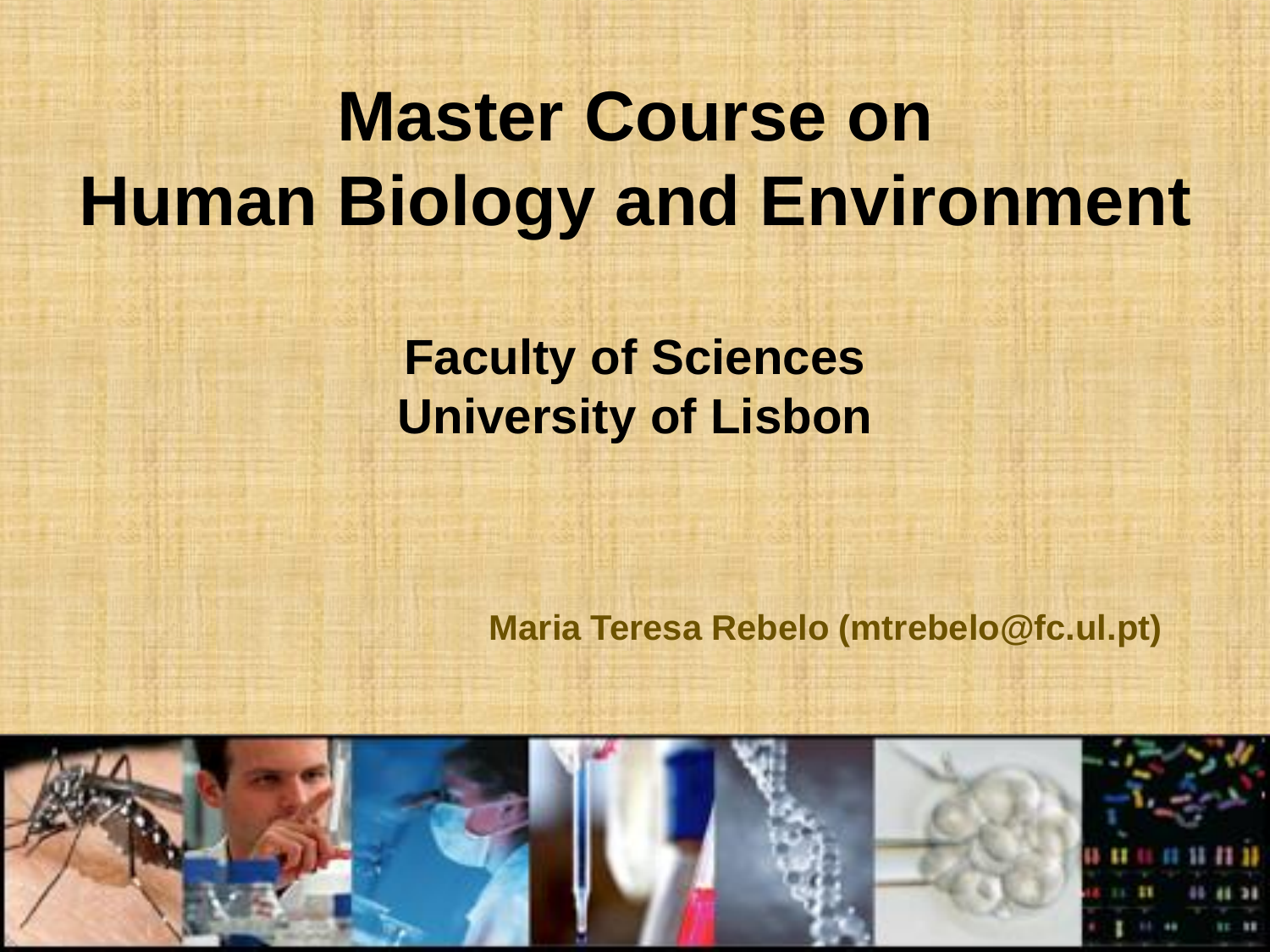# Master Course on Human Biology and Environment

## Faculty of Sciences
## University of Lisbon

**Maria Teresa Rebelo (mtrebelo@fc.ul.pt)**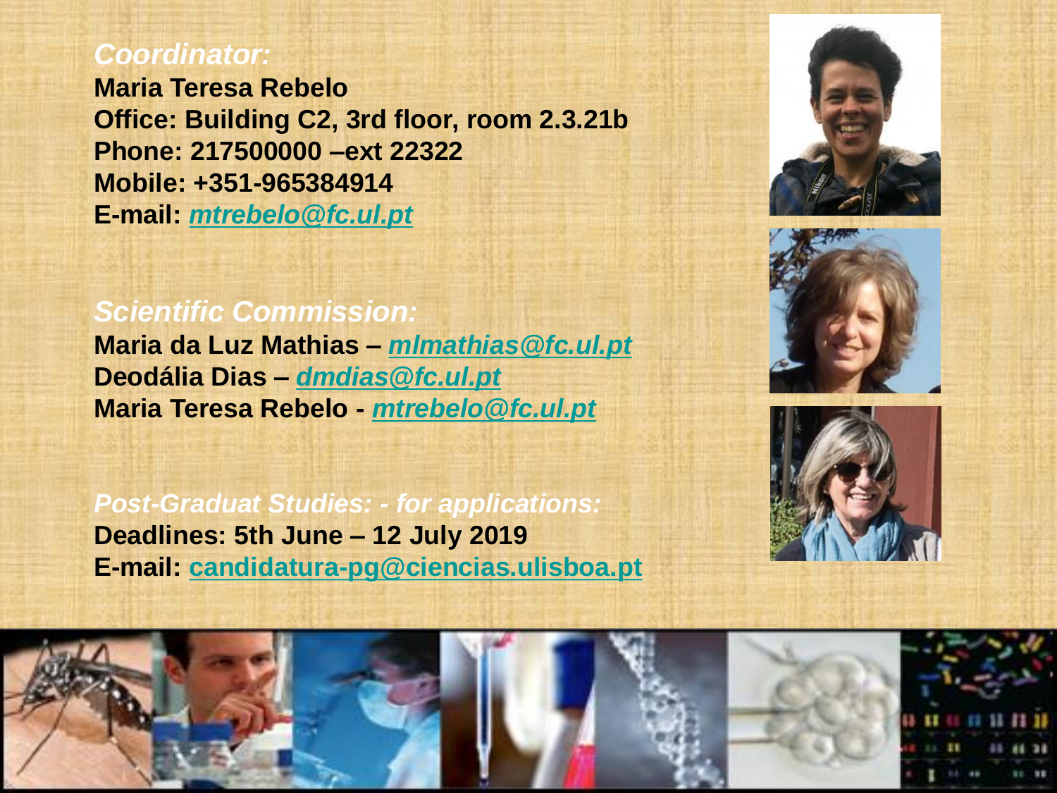*Coordinator:*

**Maria Teresa Rebelo**
**Office: Building C2, 3rd floor, room 2.3.21b**
**Phone: 217500000 –ext 22322**
**Mobile: +351-965384914**
**E-mail: *mtrebelo@fc.ul.pt***

*Scientific Commission:*

**Maria da Luz Mathias – *mlmathias@fc.ul.pt***
**Deodália Dias – *dmdias@fc.ul.pt***
**Maria Teresa Rebelo - *mtrebelo@fc.ul.pt***

*Post-Graduat Studies: - for applications:*

**Deadlines: 5th June – 12 July 2019**
**E-mail: candidatura-pg@ciencias.ulisboa.pt**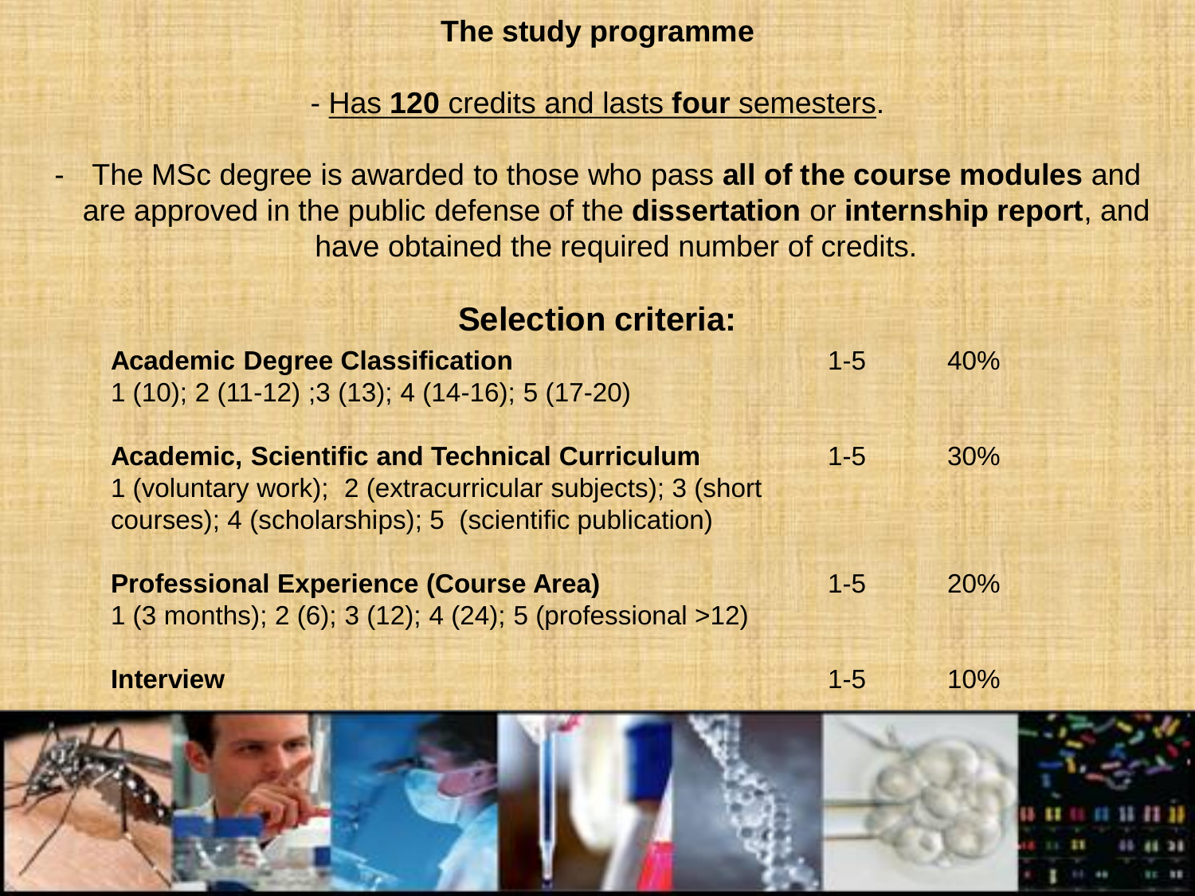## The study programme

- Has **120** credits and lasts **four** semesters.

- The MSc degree is awarded to those who pass **all of the course modules** and are approved in the public defense of the **dissertation** or **internship report**, and have obtained the required number of credits.

## Selection criteria:

| | | |
|---|---|---|
| **Academic Degree Classification**<br>1 (10); 2 (11-12) ;3 (13); 4 (14-16); 5 (17-20) | 1-5 | 40% |
| **Academic, Scientific and Technical Curriculum**<br>1 (voluntary work); 2 (extracurricular subjects); 3 (short courses); 4 (scholarships); 5 (scientific publication) | 1-5 | 30% |
| **Professional Experience (Course Area)**<br>1 (3 months); 2 (6); 3 (12); 4 (24); 5 (professional >12) | 1-5 | 20% |
| **Interview** | 1-5 | 10% |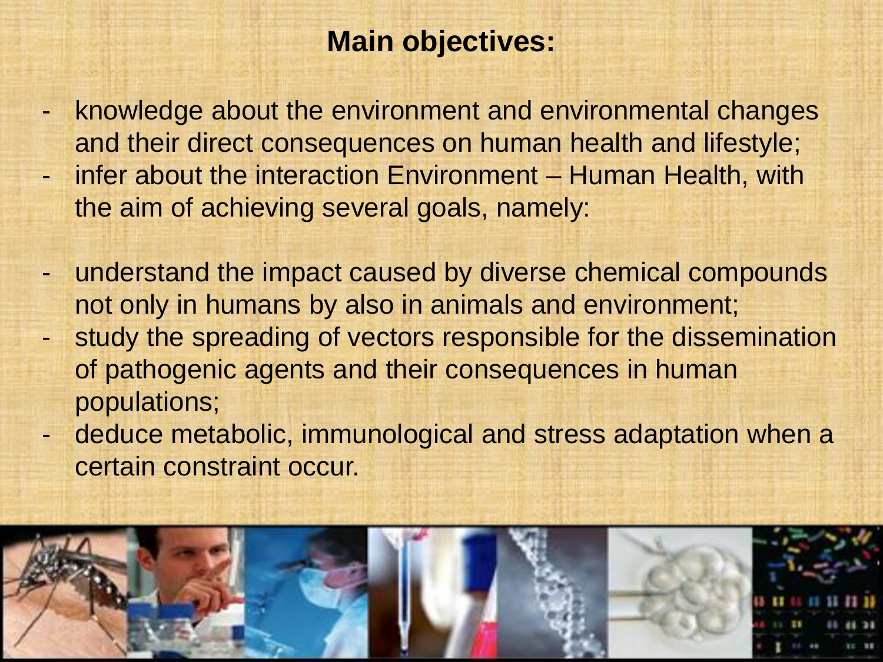## Main objectives:

- knowledge about the environment and environmental changes and their direct consequences on human health and lifestyle;
- infer about the interaction Environment – Human Health, with the aim of achieving several goals, namely:

- understand the impact caused by diverse chemical compounds not only in humans by also in animals and environment;
- study the spreading of vectors responsible for the dissemination of pathogenic agents and their consequences in human populations;
- deduce metabolic, immunological and stress adaptation when a certain constraint occur.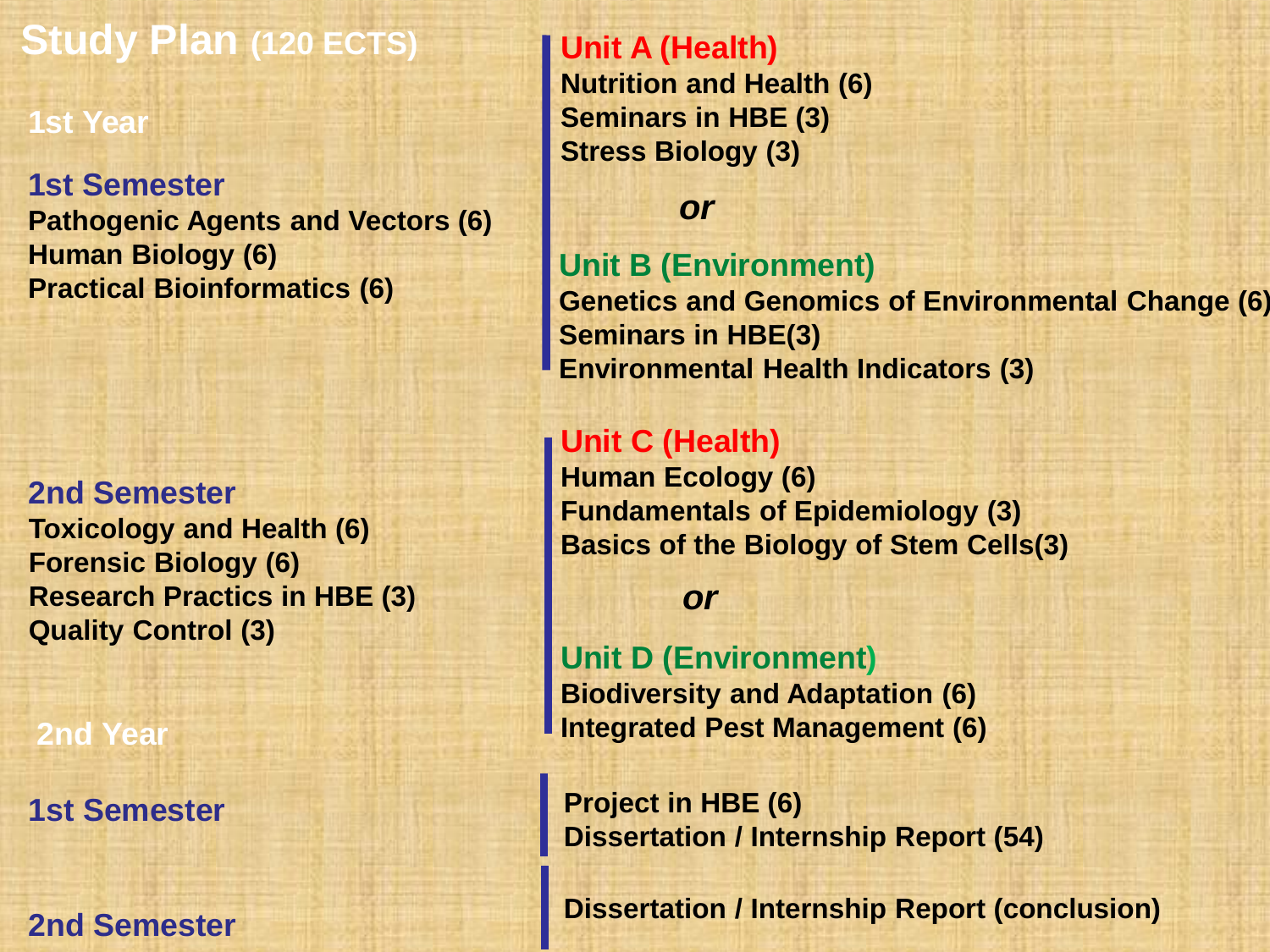# Study Plan (120 ECTS)

## 1st Year

### 1st Semester

Pathogenic Agents and Vectors (6)
Human Biology (6)
Practical Bioinformatics (6)

**Unit A (Health)**
Nutrition and Health (6)
Seminars in HBE (3)
Stress Biology (3)

*or*

**Unit B (Environment)**
Genetics and Genomics of Environmental Change (6)
Seminars in HBE(3)
Environmental Health Indicators (3)

### 2nd Semester

Toxicology and Health (6)
Forensic Biology (6)
Research Practics in HBE (3)
Quality Control (3)

**Unit C (Health)**
Human Ecology (6)
Fundamentals of Epidemiology (3)
Basics of the Biology of Stem Cells(3)

*or*

**Unit D (Environment)**
Biodiversity and Adaptation (6)
Integrated Pest Management (6)

## 2nd Year

### 1st Semester

Project in HBE (6)
Dissertation / Internship Report (54)

### 2nd Semester

Dissertation / Internship Report (conclusion)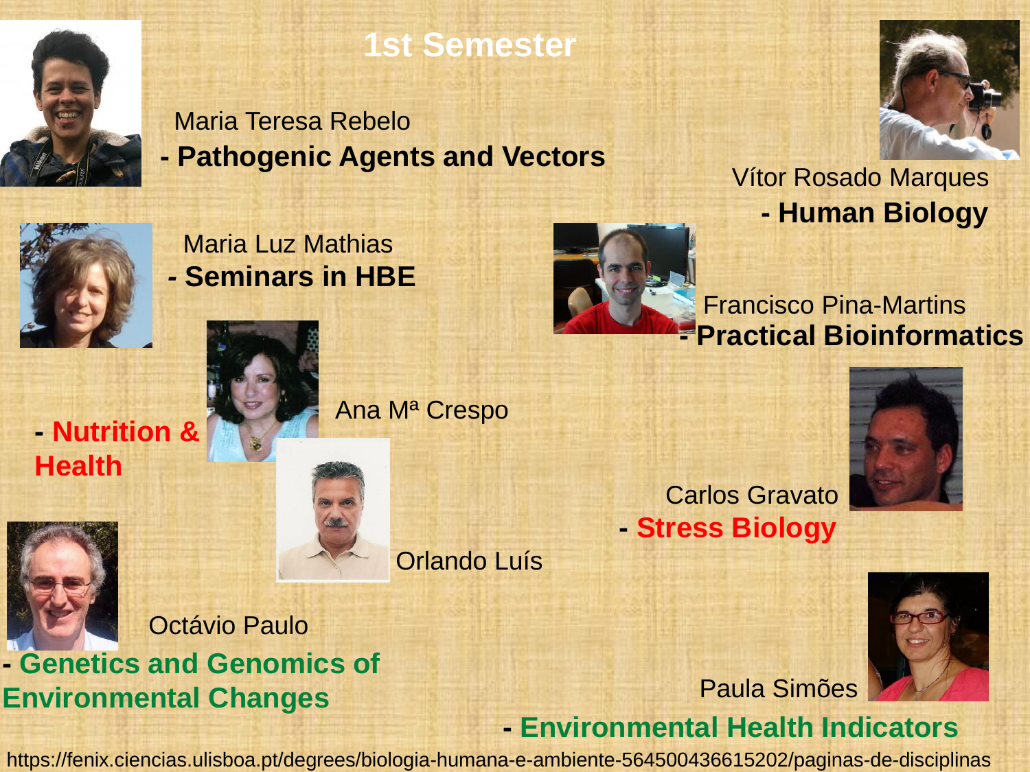# 1st Semester

Maria Teresa Rebelo
**- Pathogenic Agents and Vectors**

Vítor Rosado Marques
**- Human Biology**

Maria Luz Mathias
**- Seminars in HBE**

Francisco Pina-Martins
**- Practical Bioinformatics**

Ana Mª Crespo
**- Nutrition & Health**

Orlando Luís

Carlos Gravato
**- Stress Biology**

Octávio Paulo
**- Genetics and Genomics of Environmental Changes**

Paula Simões
**- Environmental Health Indicators**

https://fenix.ciencias.ulisboa.pt/degrees/biologia-humana-e-ambiente-564500436615202/paginas-de-disciplinas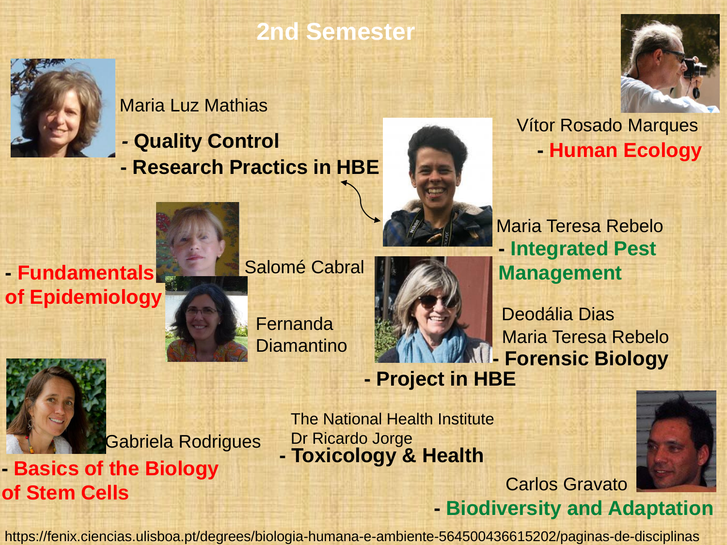# 2nd Semester

Maria Luz Mathias

- **Quality Control**
- **Research Practics in HBE**

Vítor Rosado Marques

- **Human Ecology**

Maria Teresa Rebelo

- **Integrated Pest Management**

Salomé Cabral

Fernanda Diamantino

- **Fundamentals of Epidemiology**

Deodália Dias

Maria Teresa Rebelo

- **Forensic Biology**

- **Project in HBE**

Gabriela Rodrigues

- **Basics of the Biology of Stem Cells**

The National Health Institute Dr Ricardo Jorge

- **Toxicology & Health**

Carlos Gravato

- **Biodiversity and Adaptation**

https://fenix.ciencias.ulisboa.pt/degrees/biologia-humana-e-ambiente-564500436615202/paginas-de-disciplinas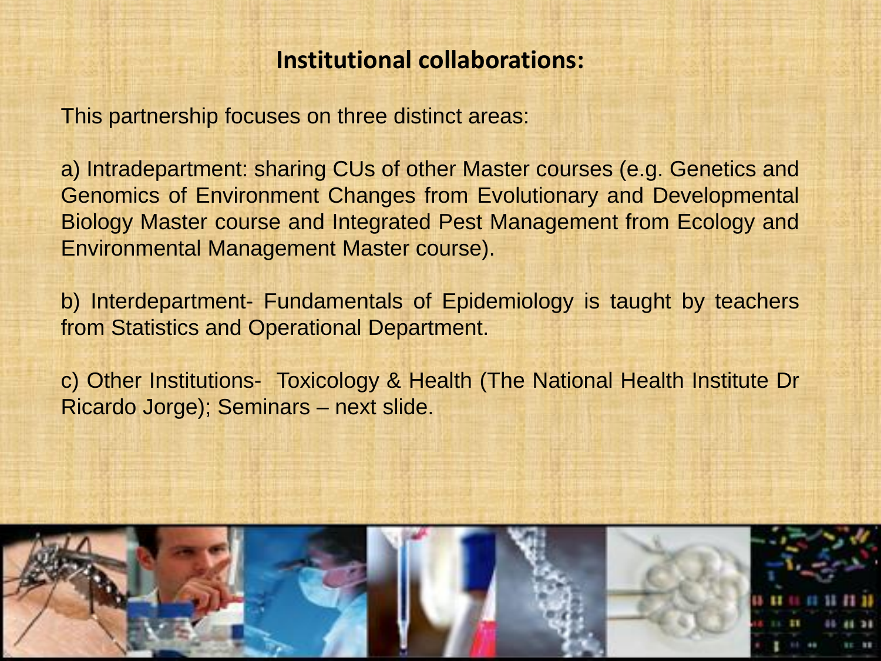## Institutional collaborations:

This partnership focuses on three distinct areas:

a) Intradepartment: sharing CUs of other Master courses (e.g. Genetics and Genomics of Environment Changes from Evolutionary and Developmental Biology Master course and Integrated Pest Management from Ecology and Environmental Management Master course).

b) Interdepartment- Fundamentals of Epidemiology is taught by teachers from Statistics and Operational Department.

c) Other Institutions- Toxicology & Health (The National Health Institute Dr Ricardo Jorge); Seminars – next slide.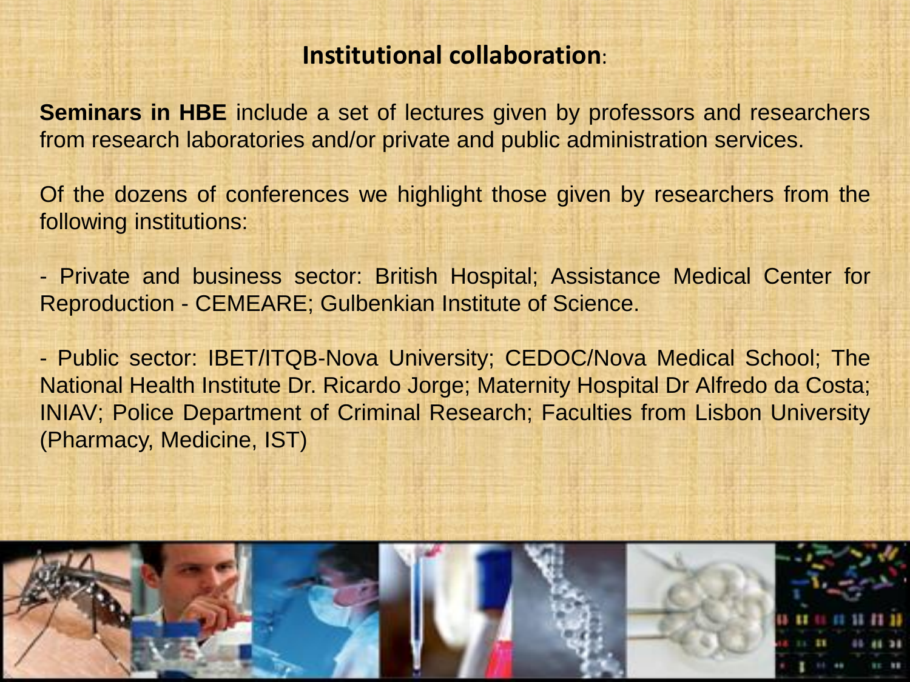## **Institutional collaboration**:

**Seminars in HBE** include a set of lectures given by professors and researchers from research laboratories and/or private and public administration services.

Of the dozens of conferences we highlight those given by researchers from the following institutions:

- Private and business sector: British Hospital; Assistance Medical Center for Reproduction - CEMEARE; Gulbenkian Institute of Science.

- Public sector: IBET/ITQB-Nova University; CEDOC/Nova Medical School; The National Health Institute Dr. Ricardo Jorge; Maternity Hospital Dr Alfredo da Costa; INIAV; Police Department of Criminal Research; Faculties from Lisbon University (Pharmacy, Medicine, IST)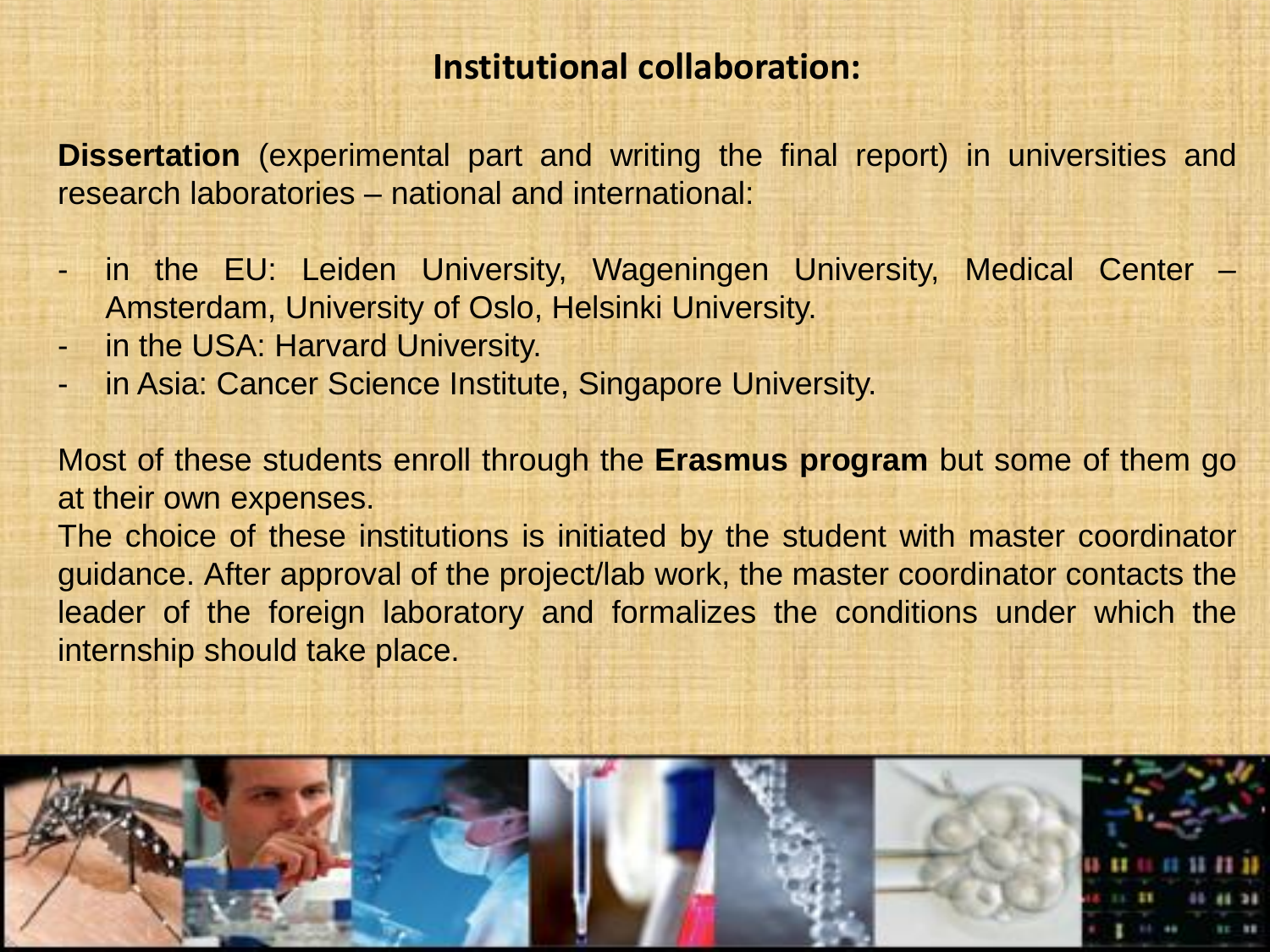## Institutional collaboration:

**Dissertation** (experimental part and writing the final report) in universities and research laboratories – national and international:

- in the EU: Leiden University, Wageningen University, Medical Center – Amsterdam, University of Oslo, Helsinki University.
- in the USA: Harvard University.
- in Asia: Cancer Science Institute, Singapore University.

Most of these students enroll through the **Erasmus program** but some of them go at their own expenses.

The choice of these institutions is initiated by the student with master coordinator guidance. After approval of the project/lab work, the master coordinator contacts the leader of the foreign laboratory and formalizes the conditions under which the internship should take place.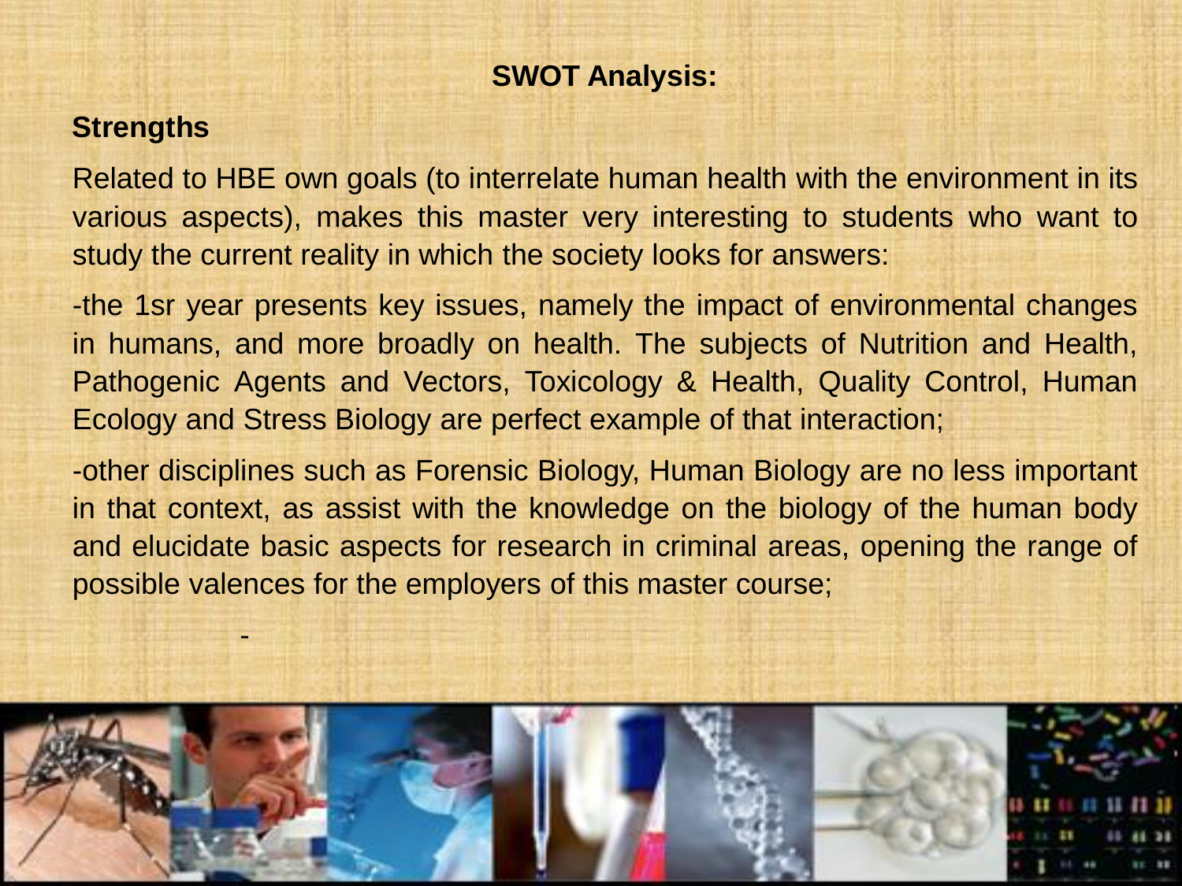## SWOT Analysis:

### Strengths

Related to HBE own goals (to interrelate human health with the environment in its various aspects), makes this master very interesting to students who want to study the current reality in which the society looks for answers:

-the 1sr year presents key issues, namely the impact of environmental changes in humans, and more broadly on health. The subjects of Nutrition and Health, Pathogenic Agents and Vectors, Toxicology & Health, Quality Control, Human Ecology and Stress Biology are perfect example of that interaction;

-other disciplines such as Forensic Biology, Human Biology are no less important in that context, as assist with the knowledge on the biology of the human body and elucidate basic aspects for research in criminal areas, opening the range of possible valences for the employers of this master course;

-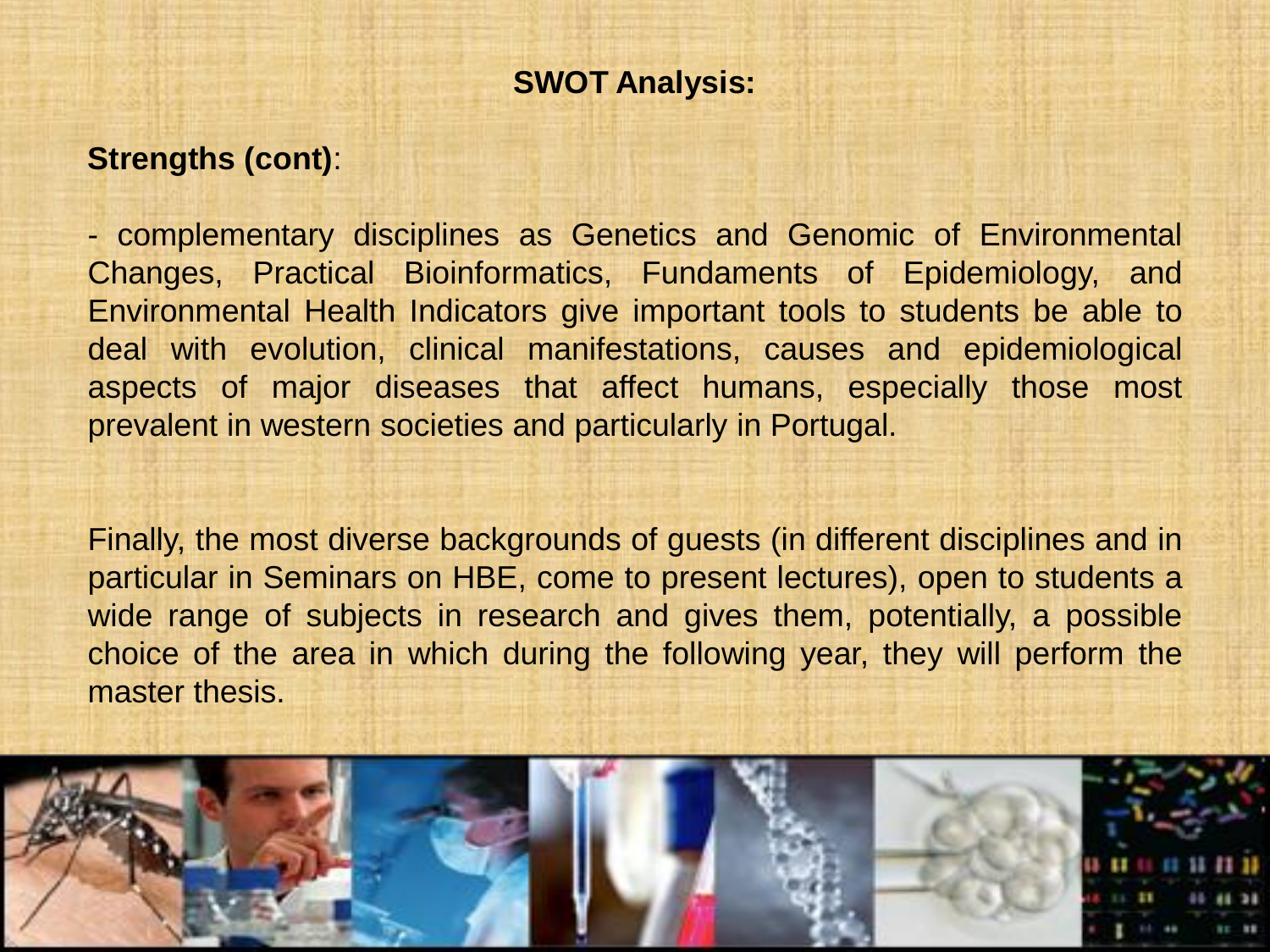## SWOT Analysis:

**Strengths (cont)**:

- complementary disciplines as Genetics and Genomic of Environmental Changes, Practical Bioinformatics, Fundaments of Epidemiology, and Environmental Health Indicators give important tools to students be able to deal with evolution, clinical manifestations, causes and epidemiological aspects of major diseases that affect humans, especially those most prevalent in western societies and particularly in Portugal.

Finally, the most diverse backgrounds of guests (in different disciplines and in particular in Seminars on HBE, come to present lectures), open to students a wide range of subjects in research and gives them, potentially, a possible choice of the area in which during the following year, they will perform the master thesis.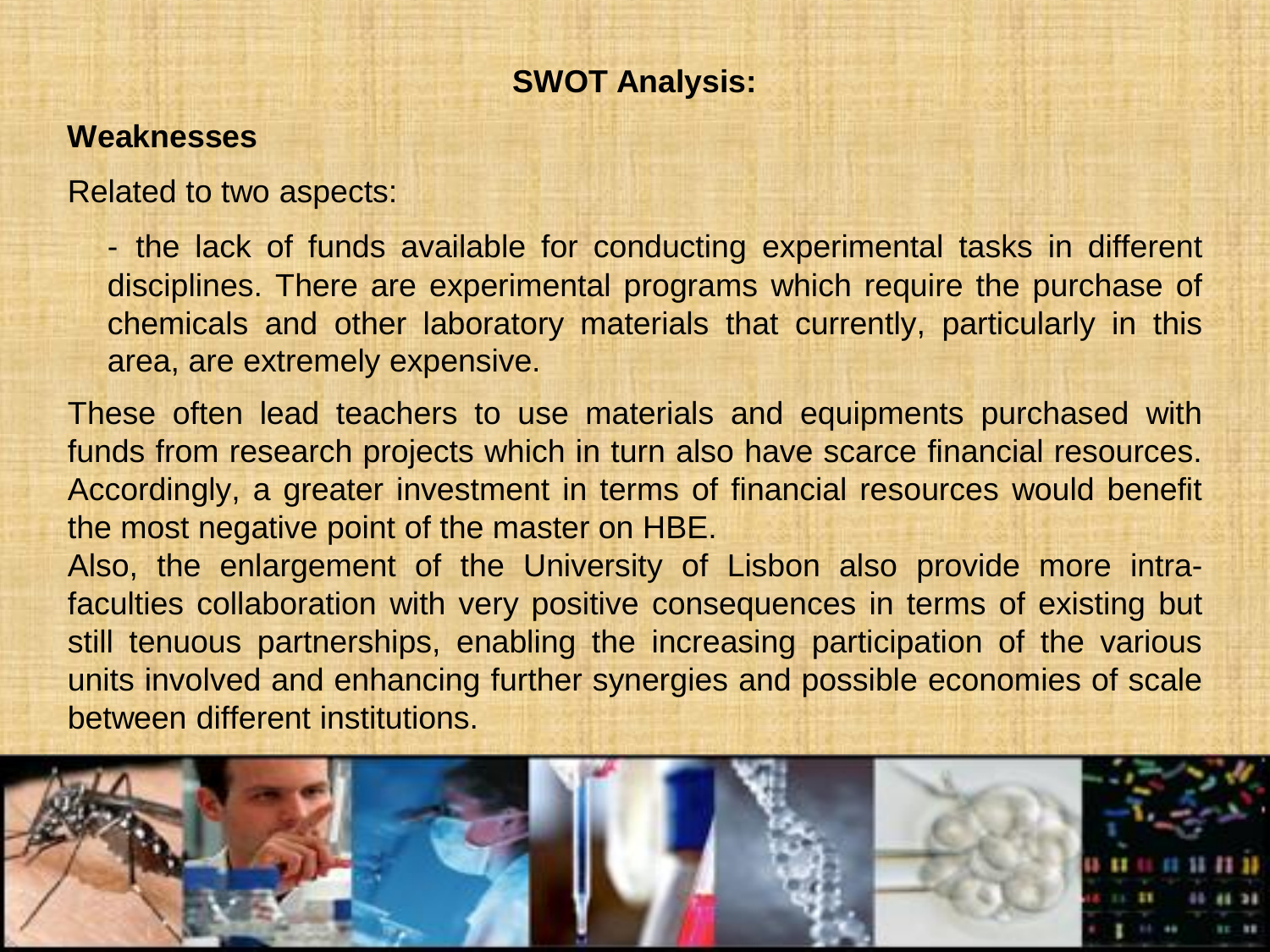## SWOT Analysis:

### Weaknesses

Related to two aspects:

- the lack of funds available for conducting experimental tasks in different disciplines. There are experimental programs which require the purchase of chemicals and other laboratory materials that currently, particularly in this area, are extremely expensive.

These often lead teachers to use materials and equipments purchased with funds from research projects which in turn also have scarce financial resources. Accordingly, a greater investment in terms of financial resources would benefit the most negative point of the master on HBE.

Also, the enlargement of the University of Lisbon also provide more intra-faculties collaboration with very positive consequences in terms of existing but still tenuous partnerships, enabling the increasing participation of the various units involved and enhancing further synergies and possible economies of scale between different institutions.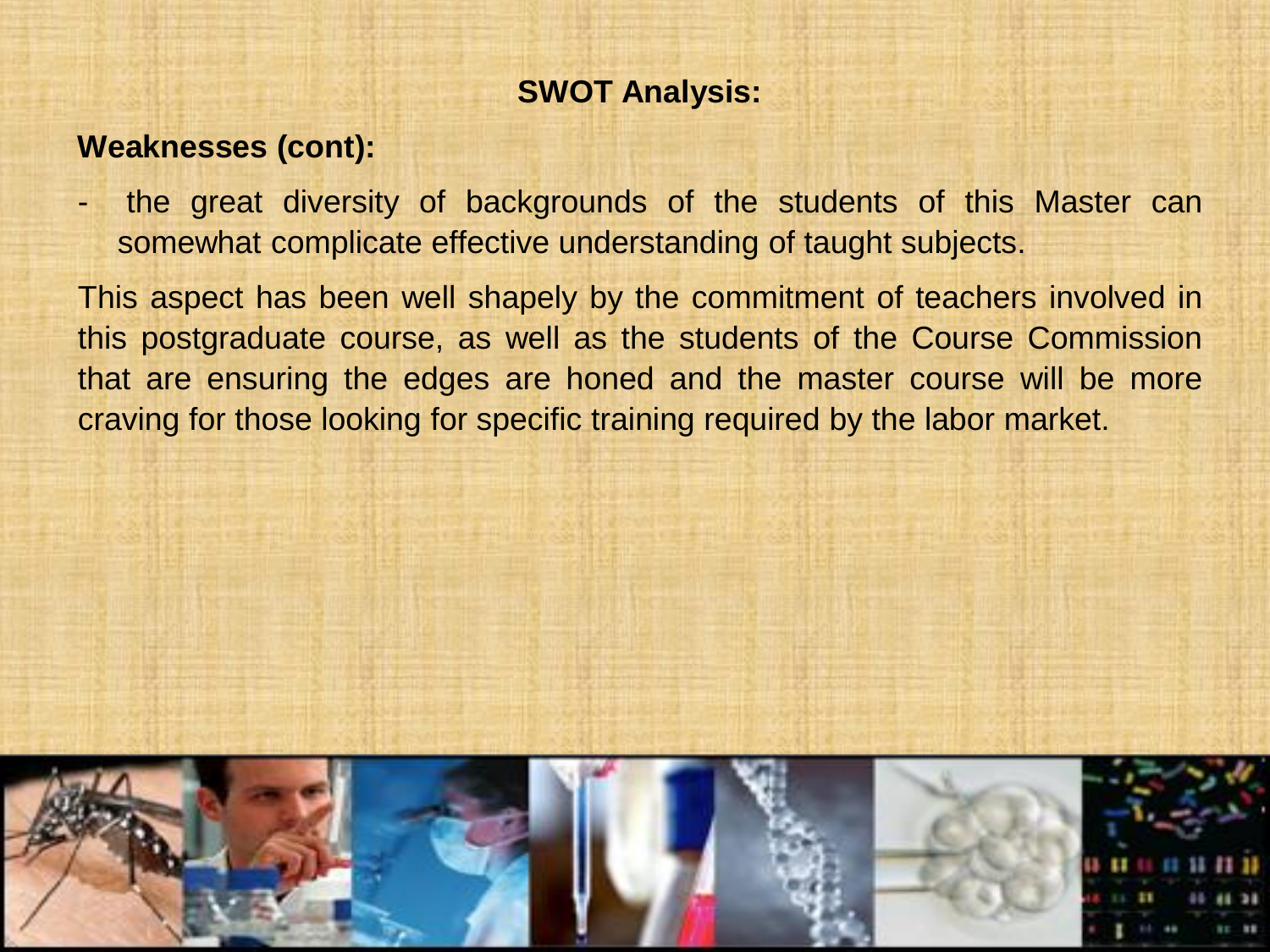## SWOT Analysis:

**Weaknesses (cont):**

- the great diversity of backgrounds of the students of this Master can somewhat complicate effective understanding of taught subjects.

This aspect has been well shapely by the commitment of teachers involved in this postgraduate course, as well as the students of the Course Commission that are ensuring the edges are honed and the master course will be more craving for those looking for specific training required by the labor market.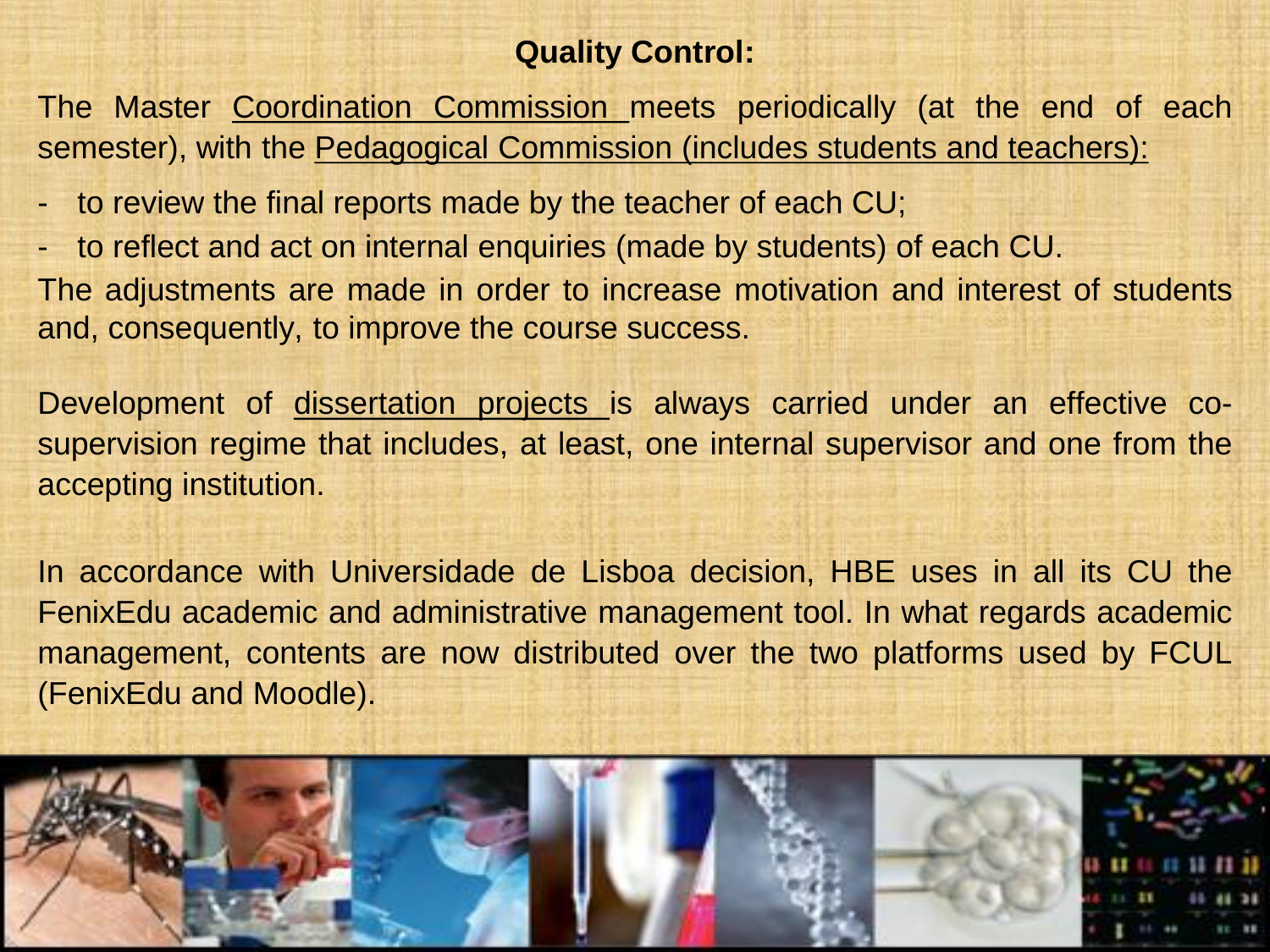## Quality Control:

The Master Coordination Commission meets periodically (at the end of each semester), with the Pedagogical Commission (includes students and teachers):

- to review the final reports made by the teacher of each CU;
- to reflect and act on internal enquiries (made by students) of each CU.

The adjustments are made in order to increase motivation and interest of students and, consequently, to improve the course success.

Development of dissertation projects is always carried under an effective co-supervision regime that includes, at least, one internal supervisor and one from the accepting institution.

In accordance with Universidade de Lisboa decision, HBE uses in all its CU the FenixEdu academic and administrative management tool. In what regards academic management, contents are now distributed over the two platforms used by FCUL (FenixEdu and Moodle).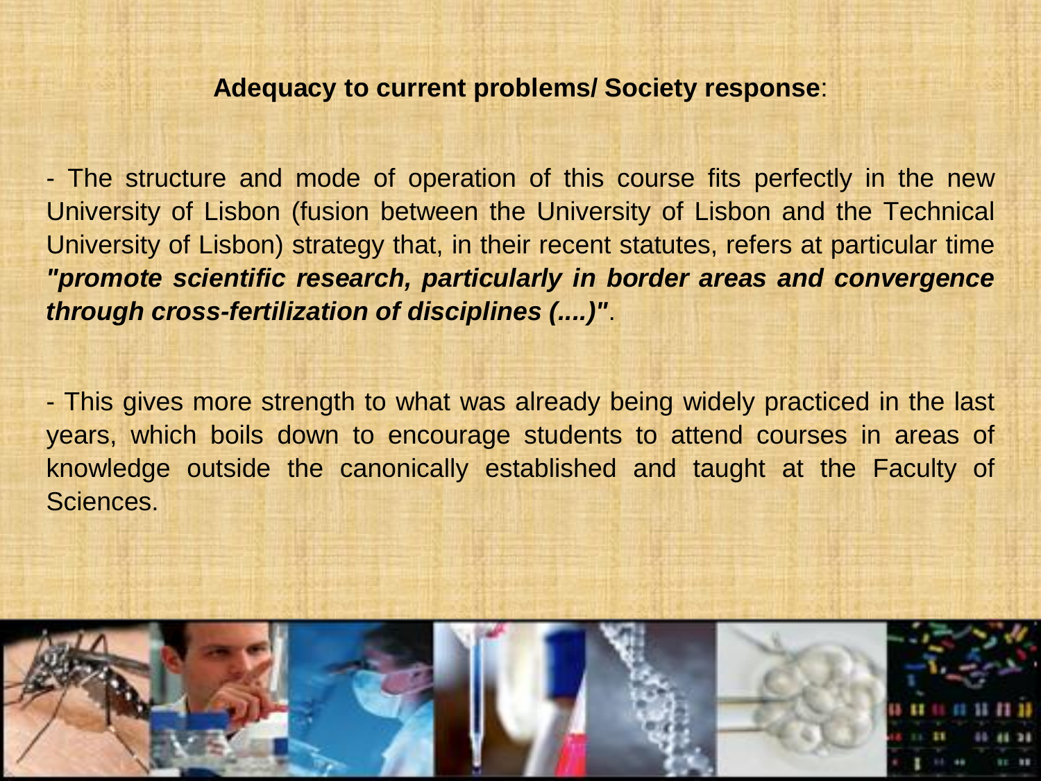**Adequacy to current problems/ Society response**:

- The structure and mode of operation of this course fits perfectly in the new University of Lisbon (fusion between the University of Lisbon and the Technical University of Lisbon) strategy that, in their recent statutes, refers at particular time ***"promote scientific research, particularly in border areas and convergence through cross-fertilization of disciplines (....)"***.

- This gives more strength to what was already being widely practiced in the last years, which boils down to encourage students to attend courses in areas of knowledge outside the canonically established and taught at the Faculty of Sciences.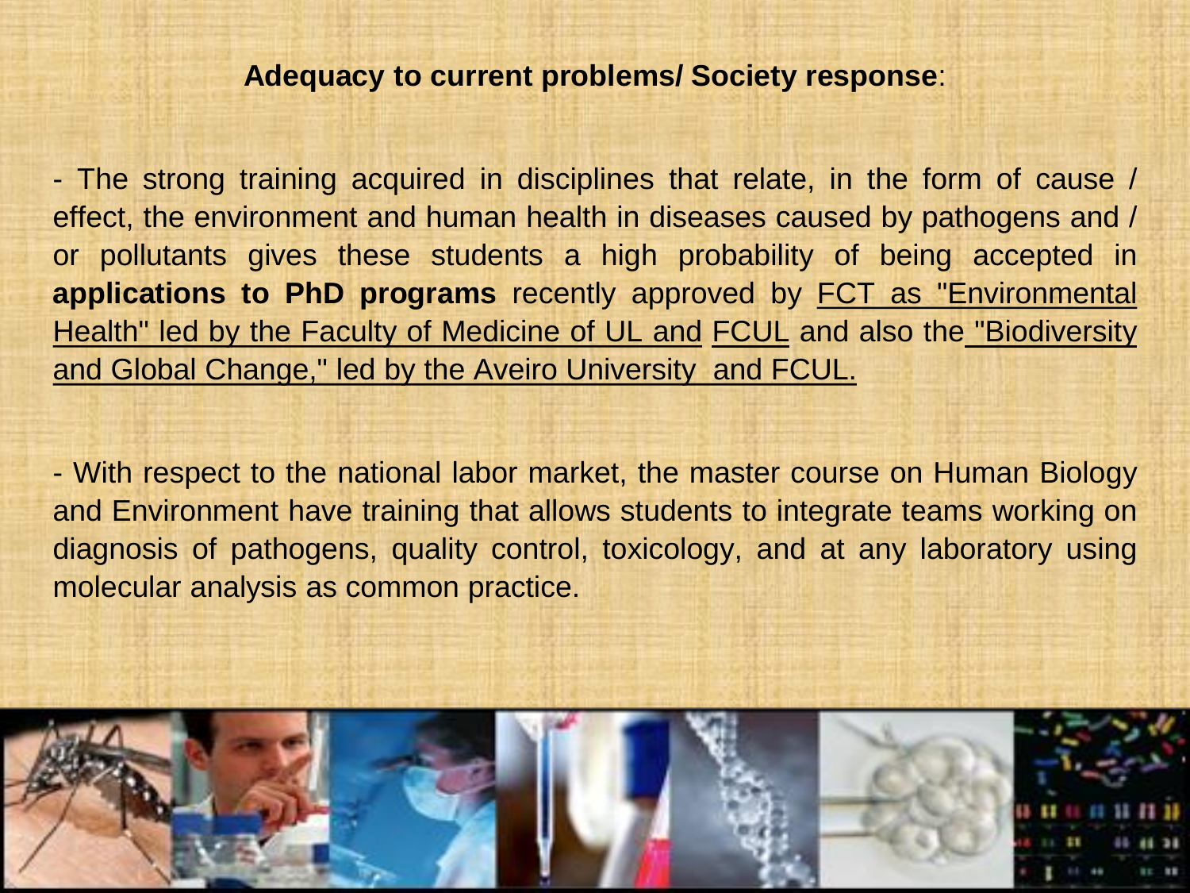**Adequacy to current problems/ Society response**:

- The strong training acquired in disciplines that relate, in the form of cause / effect, the environment and human health in diseases caused by pathogens and / or pollutants gives these students a high probability of being accepted in **applications to PhD programs** recently approved by FCT as "Environmental Health" led by the Faculty of Medicine of UL and FCUL and also the "Biodiversity and Global Change," led by the Aveiro University and FCUL.

- With respect to the national labor market, the master course on Human Biology and Environment have training that allows students to integrate teams working on diagnosis of pathogens, quality control, toxicology, and at any laboratory using molecular analysis as common practice.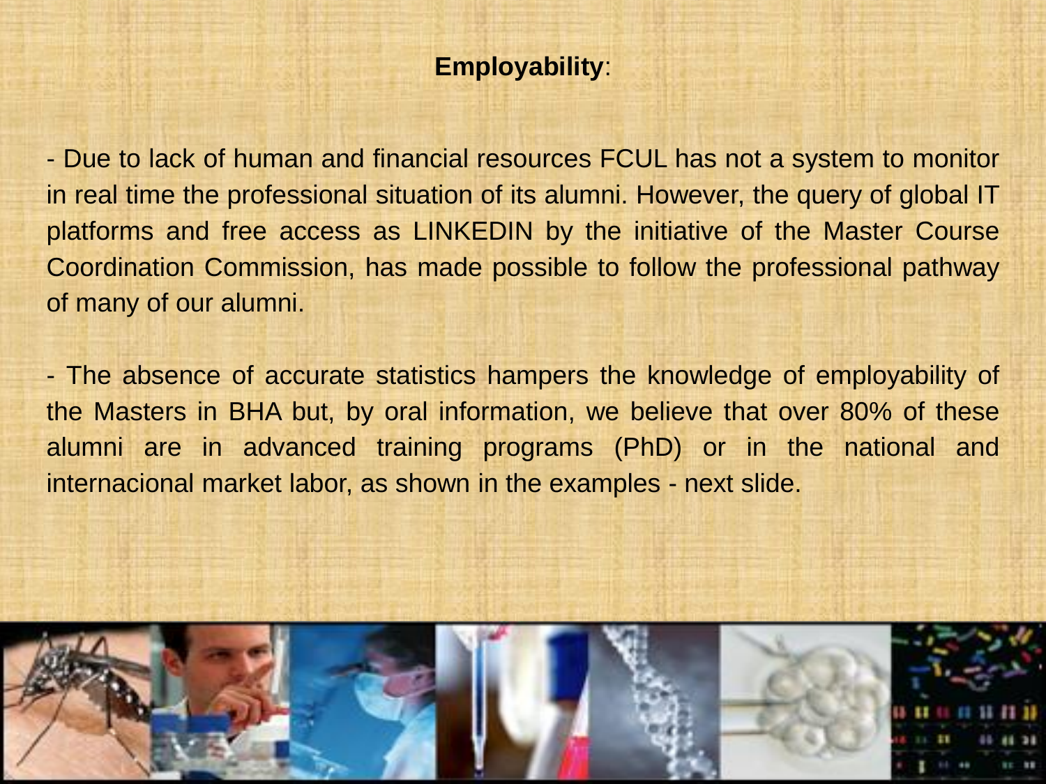**Employability**:

- Due to lack of human and financial resources FCUL has not a system to monitor in real time the professional situation of its alumni. However, the query of global IT platforms and free access as LINKEDIN by the initiative of the Master Course Coordination Commission, has made possible to follow the professional pathway of many of our alumni.

- The absence of accurate statistics hampers the knowledge of employability of the Masters in BHA but, by oral information, we believe that over 80% of these alumni are in advanced training programs (PhD) or in the national and internacional market labor, as shown in the examples - next slide.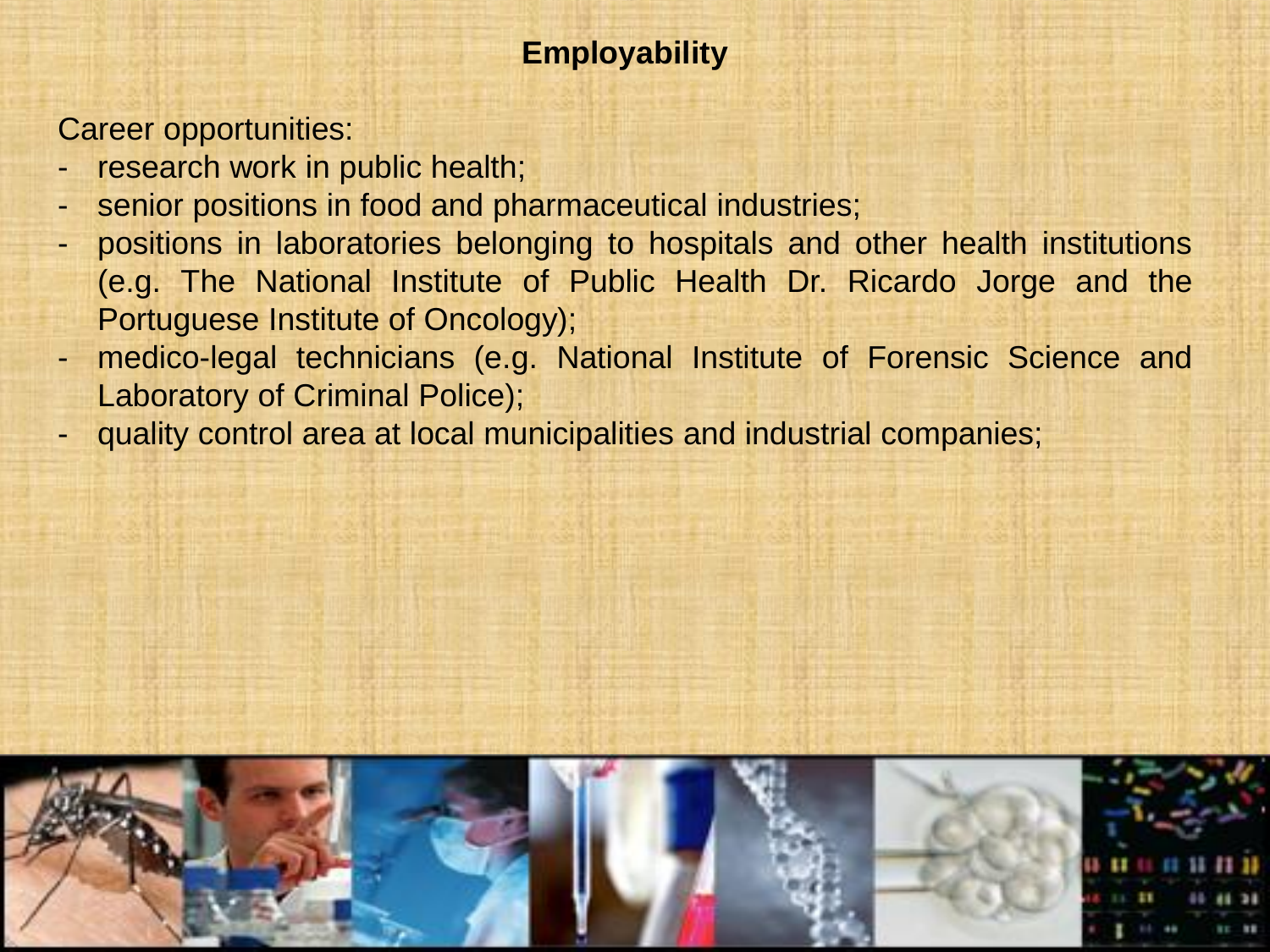## Employability

Career opportunities:

- research work in public health;
- senior positions in food and pharmaceutical industries;
- positions in laboratories belonging to hospitals and other health institutions (e.g. The National Institute of Public Health Dr. Ricardo Jorge and the Portuguese Institute of Oncology);
- medico-legal technicians (e.g. National Institute of Forensic Science and Laboratory of Criminal Police);
- quality control area at local municipalities and industrial companies;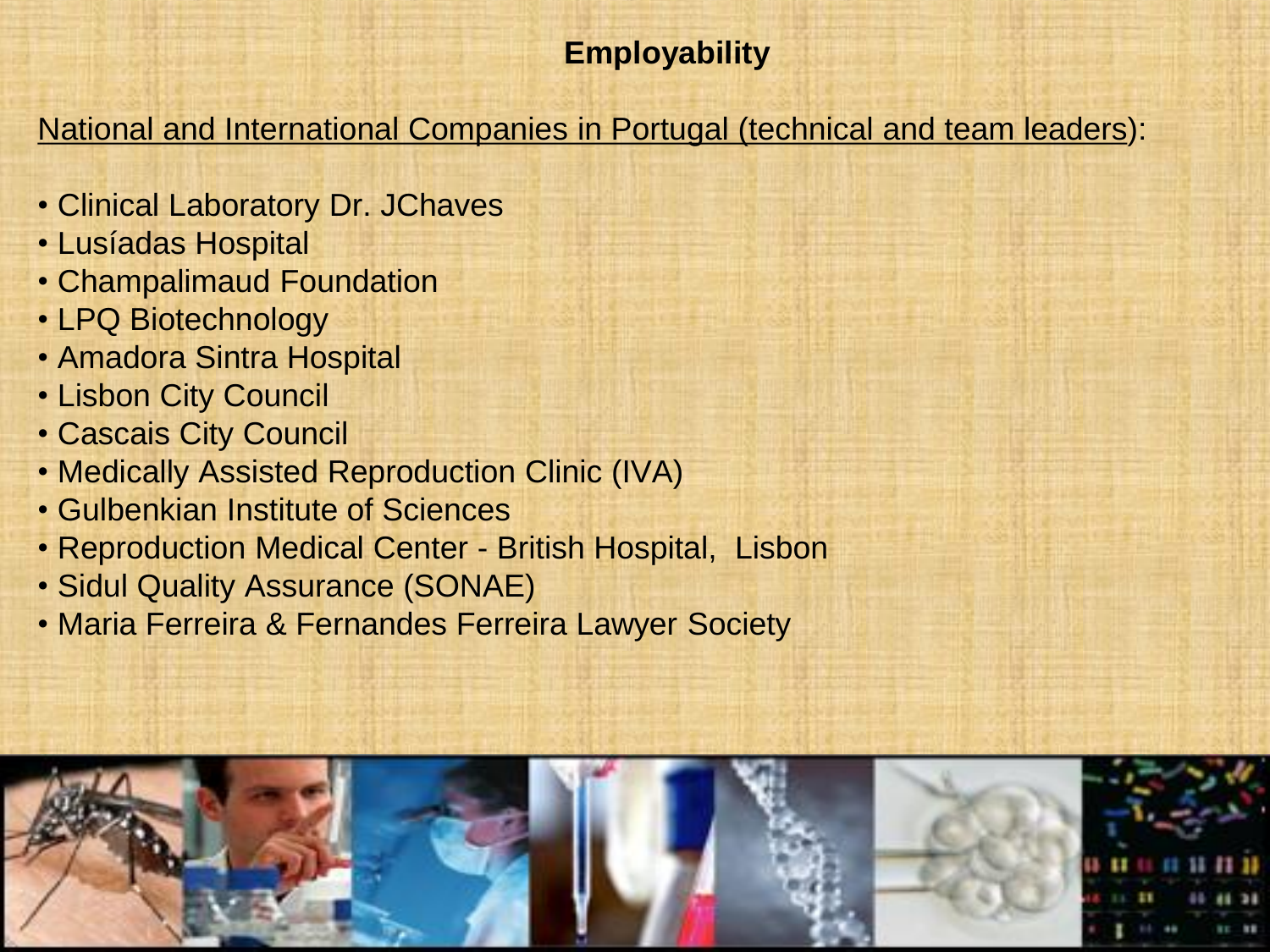# Employability

National and International Companies in Portugal (technical and team leaders):

- Clinical Laboratory Dr. JChaves
- Lusíadas Hospital
- Champalimaud Foundation
- LPQ Biotechnology
- Amadora Sintra Hospital
- Lisbon City Council
- Cascais City Council
- Medically Assisted Reproduction Clinic (IVA)
- Gulbenkian Institute of Sciences
- Reproduction Medical Center - British Hospital, Lisbon
- Sidul Quality Assurance (SONAE)
- Maria Ferreira & Fernandes Ferreira Lawyer Society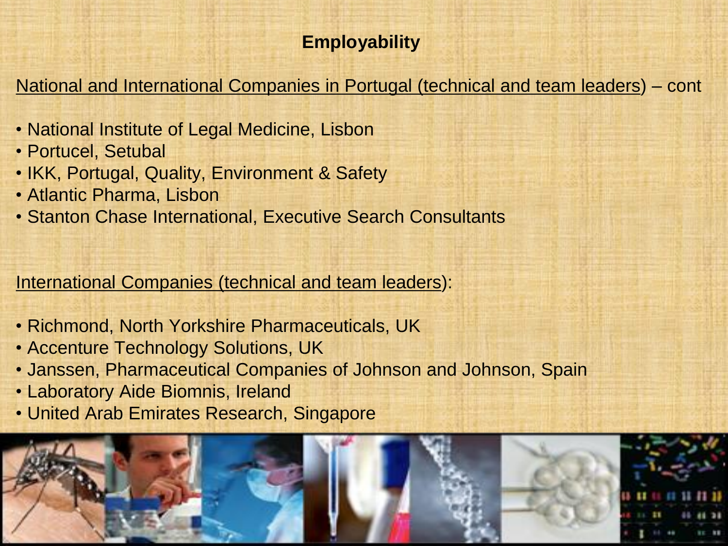# Employability

National and International Companies in Portugal (technical and team leaders) – cont

- National Institute of Legal Medicine, Lisbon
- Portucel, Setubal
- IKK, Portugal, Quality, Environment & Safety
- Atlantic Pharma, Lisbon
- Stanton Chase International, Executive Search Consultants

International Companies (technical and team leaders):

- Richmond, North Yorkshire Pharmaceuticals, UK
- Accenture Technology Solutions, UK
- Janssen, Pharmaceutical Companies of Johnson and Johnson, Spain
- Laboratory Aide Biomnis, Ireland
- United Arab Emirates Research, Singapore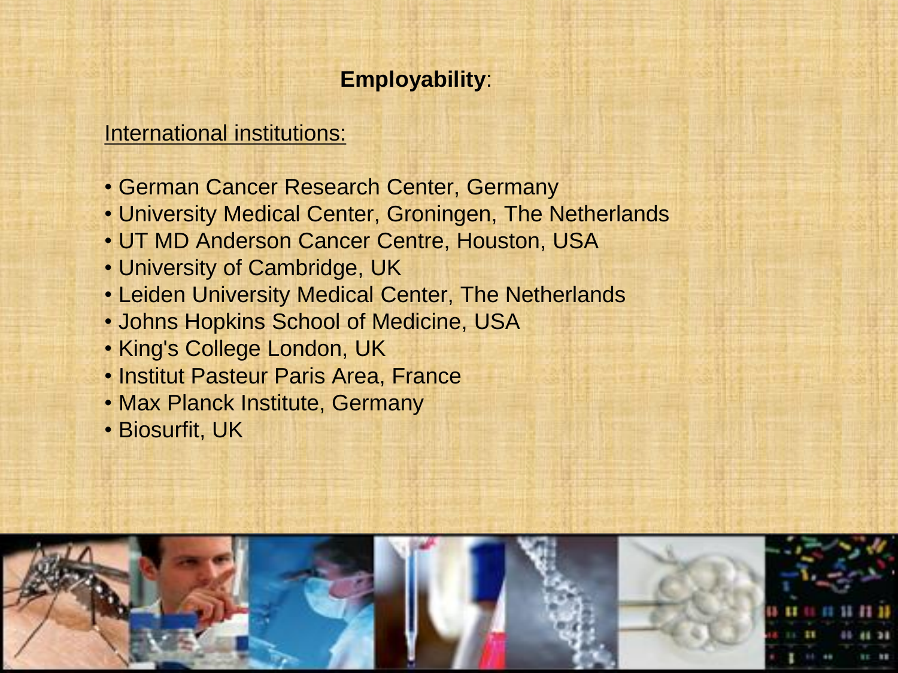**Employability**:

International institutions:

- German Cancer Research Center, Germany
- University Medical Center, Groningen, The Netherlands
- UT MD Anderson Cancer Centre, Houston, USA
- University of Cambridge, UK
- Leiden University Medical Center, The Netherlands
- Johns Hopkins School of Medicine, USA
- King's College London, UK
- Institut Pasteur Paris Area, France
- Max Planck Institute, Germany
- Biosurfit, UK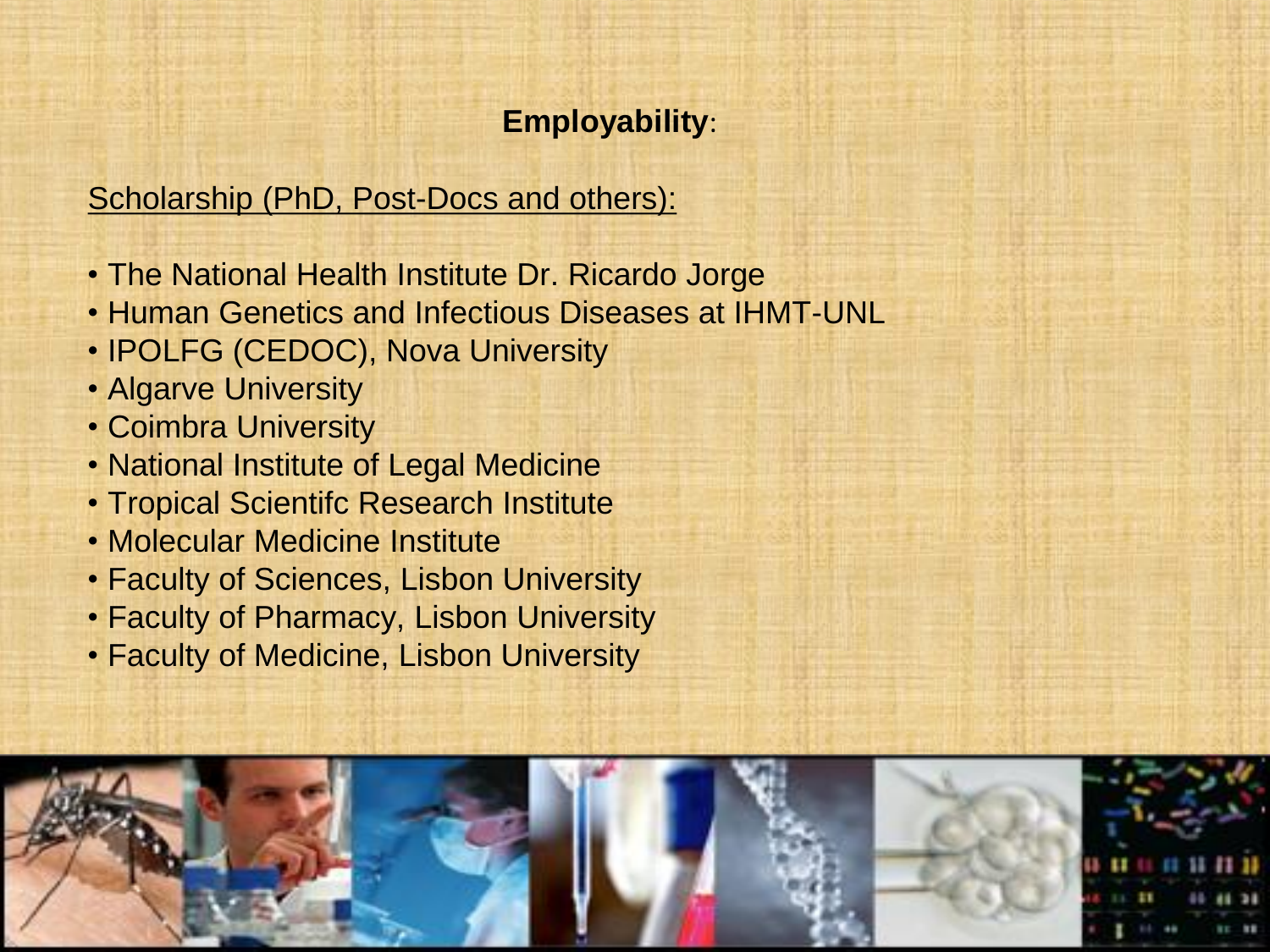**Employability**:

Scholarship (PhD, Post-Docs and others):

- The National Health Institute Dr. Ricardo Jorge
- Human Genetics and Infectious Diseases at IHMT-UNL
- IPOLFG (CEDOC), Nova University
- Algarve University
- Coimbra University
- National Institute of Legal Medicine
- Tropical Scientifc Research Institute
- Molecular Medicine Institute
- Faculty of Sciences, Lisbon University
- Faculty of Pharmacy, Lisbon University
- Faculty of Medicine, Lisbon University